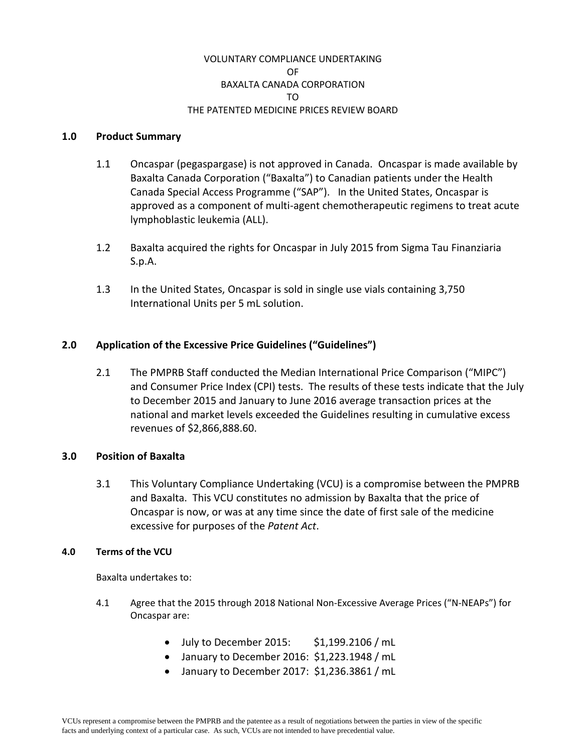VOLUNTARY COMPLIANCE UNDERTAKING
OF
BAXALTA CANADA CORPORATION
TO
THE PATENTED MEDICINE PRICES REVIEW BOARD

## 1.0 Product Summary

1.1 Oncaspar (pegaspargase) is not approved in Canada. Oncaspar is made available by Baxalta Canada Corporation ("Baxalta") to Canadian patients under the Health Canada Special Access Programme ("SAP"). In the United States, Oncaspar is approved as a component of multi-agent chemotherapeutic regimens to treat acute lymphoblastic leukemia (ALL).

1.2 Baxalta acquired the rights for Oncaspar in July 2015 from Sigma Tau Finanziaria S.p.A.

1.3 In the United States, Oncaspar is sold in single use vials containing 3,750 International Units per 5 mL solution.

## 2.0 Application of the Excessive Price Guidelines ("Guidelines")

2.1 The PMPRB Staff conducted the Median International Price Comparison ("MIPC") and Consumer Price Index (CPI) tests. The results of these tests indicate that the July to December 2015 and January to June 2016 average transaction prices at the national and market levels exceeded the Guidelines resulting in cumulative excess revenues of $2,866,888.60.

## 3.0 Position of Baxalta

3.1 This Voluntary Compliance Undertaking (VCU) is a compromise between the PMPRB and Baxalta. This VCU constitutes no admission by Baxalta that the price of Oncaspar is now, or was at any time since the date of first sale of the medicine excessive for purposes of the *Patent Act*.

## 4.0 Terms of the VCU

Baxalta undertakes to:

4.1 Agree that the 2015 through 2018 National Non-Excessive Average Prices ("N-NEAPs") for Oncaspar are:

- July to December 2015: $1,199.2106 / mL
- January to December 2016: $1,223.1948 / mL
- January to December 2017: $1,236.3861 / mL

VCUs represent a compromise between the PMPRB and the patentee as a result of negotiations between the parties in view of the specific facts and underlying context of a particular case. As such, VCUs are not intended to have precedential value.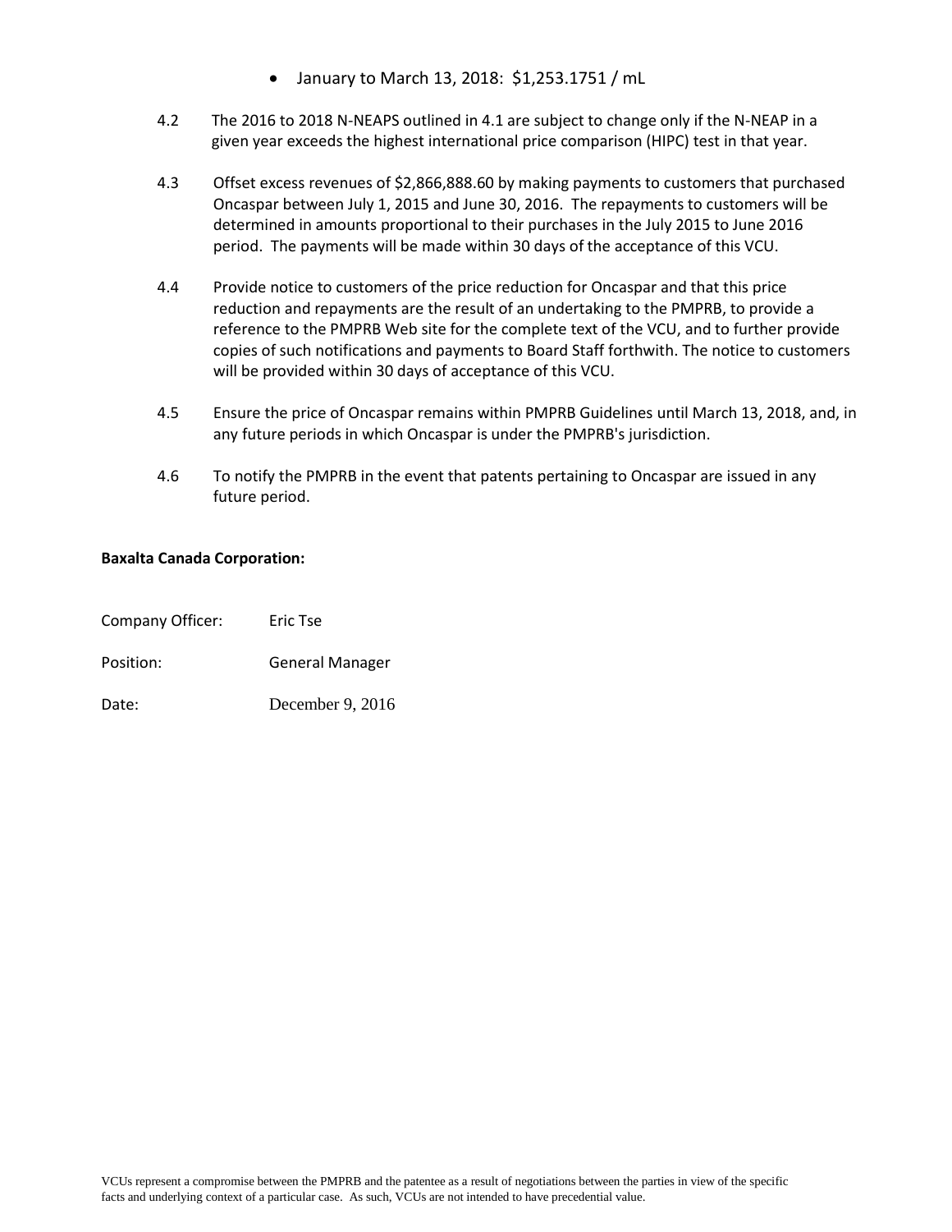- January to March 13, 2018: $1,253.1751 / mL

4.2 The 2016 to 2018 N-NEAPS outlined in 4.1 are subject to change only if the N-NEAP in a given year exceeds the highest international price comparison (HIPC) test in that year.

4.3 Offset excess revenues of $2,866,888.60 by making payments to customers that purchased Oncaspar between July 1, 2015 and June 30, 2016. The repayments to customers will be determined in amounts proportional to their purchases in the July 2015 to June 2016 period. The payments will be made within 30 days of the acceptance of this VCU.

4.4 Provide notice to customers of the price reduction for Oncaspar and that this price reduction and repayments are the result of an undertaking to the PMPRB, to provide a reference to the PMPRB Web site for the complete text of the VCU, and to further provide copies of such notifications and payments to Board Staff forthwith. The notice to customers will be provided within 30 days of acceptance of this VCU.

4.5 Ensure the price of Oncaspar remains within PMPRB Guidelines until March 13, 2018, and, in any future periods in which Oncaspar is under the PMPRB's jurisdiction.

4.6 To notify the PMPRB in the event that patents pertaining to Oncaspar are issued in any future period.

**Baxalta Canada Corporation:**

Company Officer: Eric Tse

Position: General Manager

Date: December 9, 2016

VCUs represent a compromise between the PMPRB and the patentee as a result of negotiations between the parties in view of the specific facts and underlying context of a particular case. As such, VCUs are not intended to have precedential value.